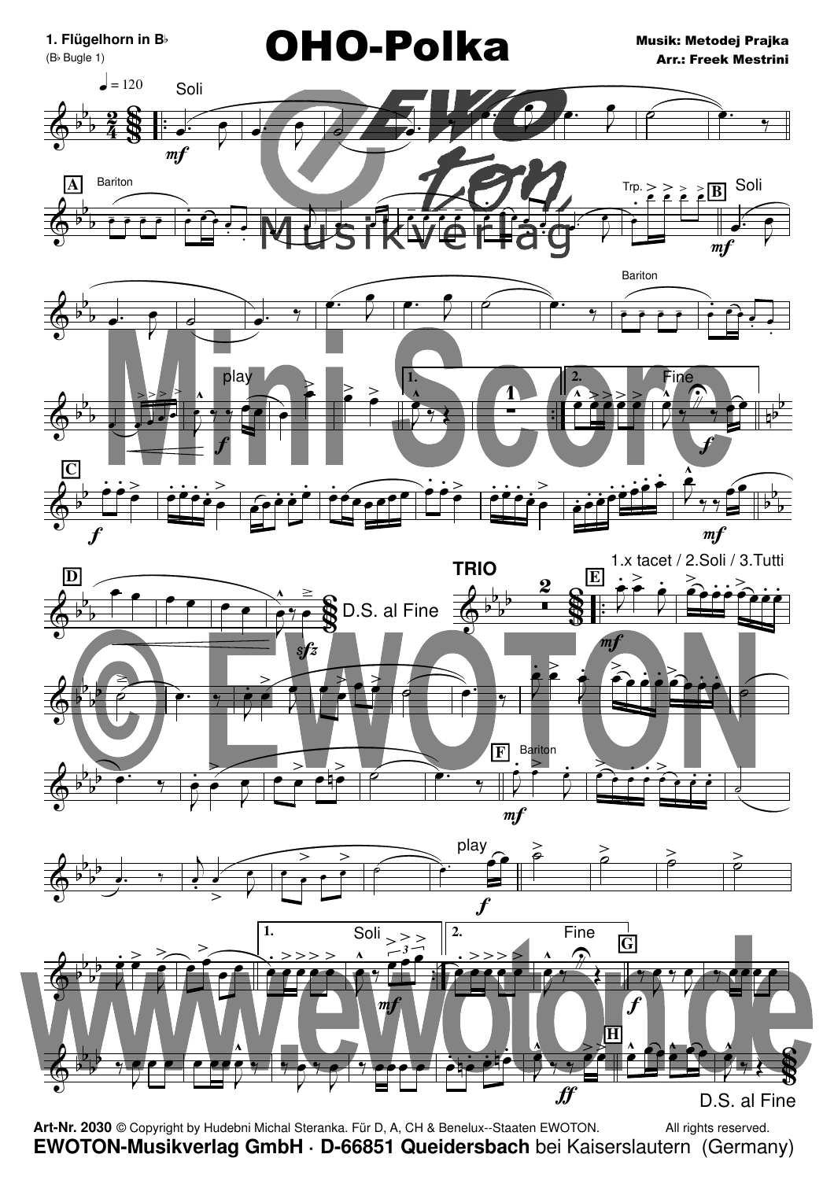**1. Flügelhorn in B♭**
(B♭ Bugle 1)

# OHO-Polka

**Musik: Metodej Prajka**
**Arr.: Freek Mestrini**

**Art-Nr. 2030** © Copyright by Hudebni Michal Steranka. Für D, A, CH & Benelux--Staaten EWOTON. All rights reserved.
**EWOTON-Musikverlag GmbH · D-66851 Queidersbach** bei Kaiserslautern (Germany)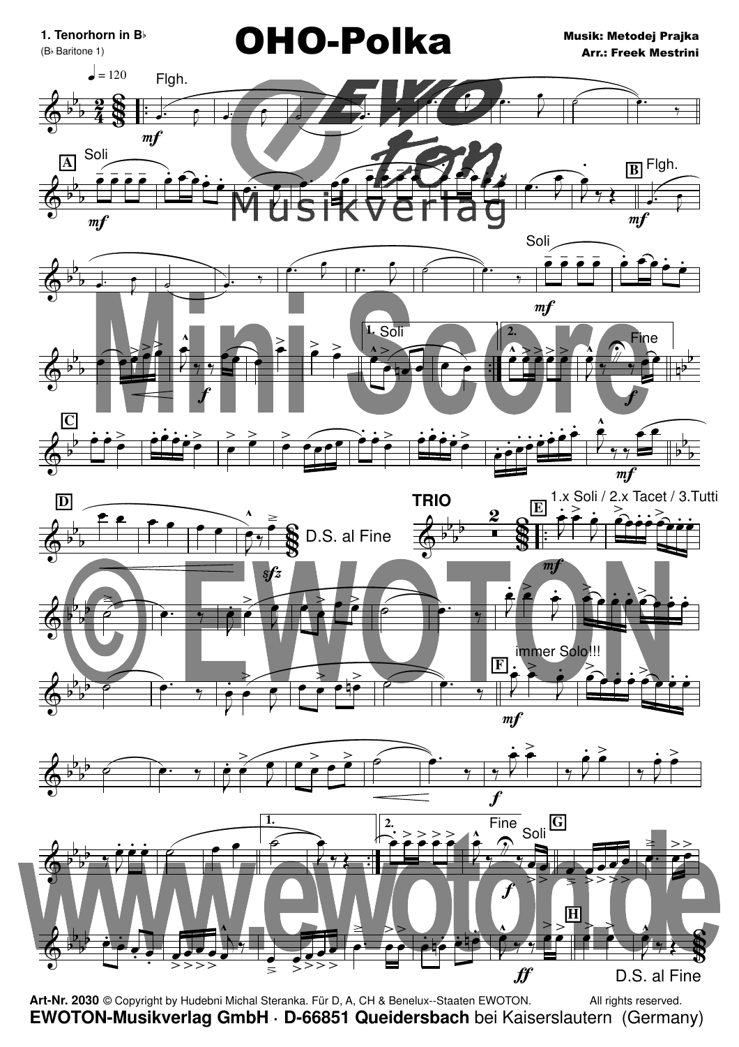1. Tenorhorn in B♭

(B♭ Baritone 1)

# OHO-Polka

**Musik: Metodej Prajka**

**Arr.: Freek Mestrini**

**Art-Nr. 2030** © Copyright by Hudebni Michal Steranka. Für D, A, CH & Benelux--Staaten EWOTON. All rights reserved.

**EWOTON-Musikverlag GmbH · D-66851 Queidersbach** bei Kaiserslautern (Germany)